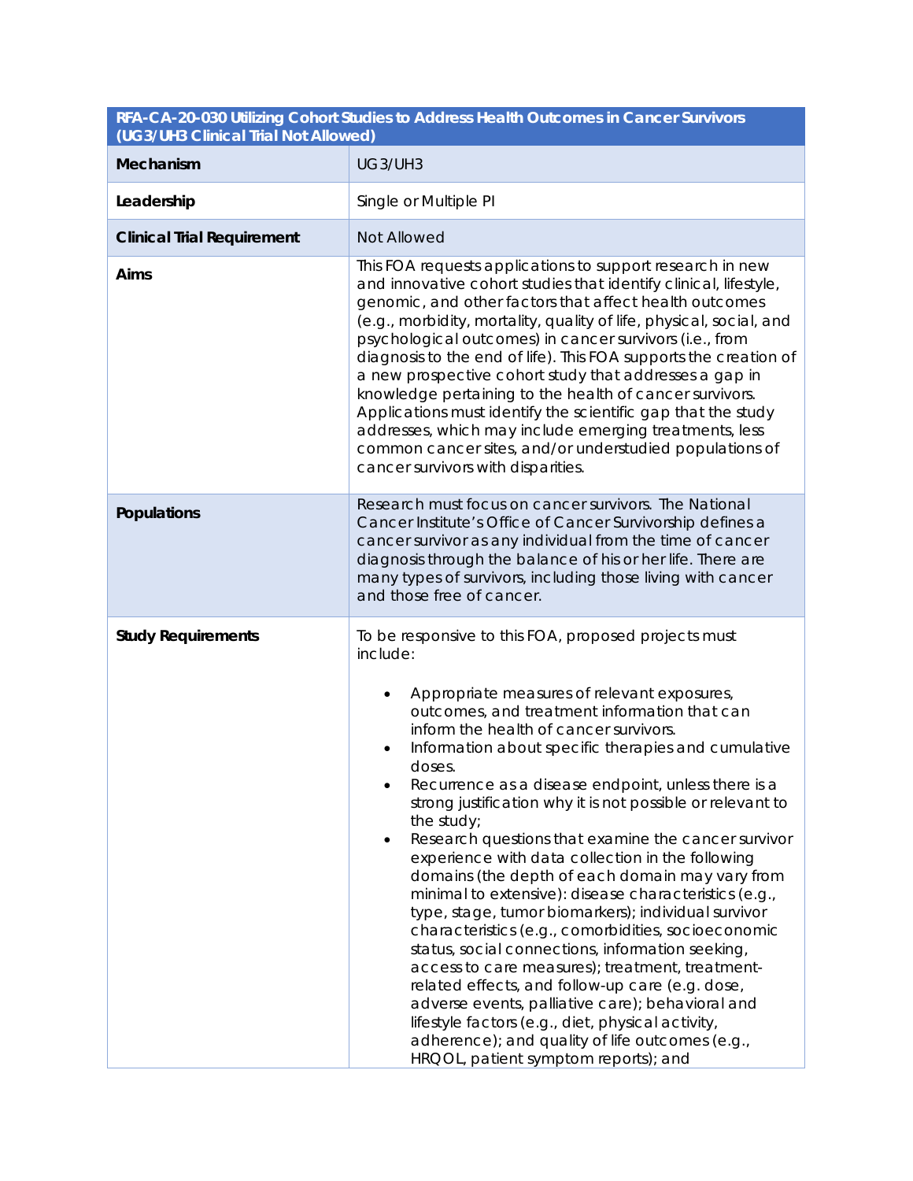| RFA-CA-20-030 Utilizing Cohort Studies to Address Health Outcomes in Cancer Survivors (UG3/UH3 Clinical Trial Not Allowed) | |
|---|---|
| **Mechanism** | UG3/UH3 |
| **Leadership** | Single or Multiple PI |
| **Clinical Trial Requirement** | Not Allowed |
| **Aims** | This FOA requests applications to support research in new and innovative cohort studies that identify clinical, lifestyle, genomic, and other factors that affect health outcomes (e.g., morbidity, mortality, quality of life, physical, social, and psychological outcomes) in cancer survivors (i.e., from diagnosis to the end of life). This FOA supports the creation of a new prospective cohort study that addresses a gap in knowledge pertaining to the health of cancer survivors. Applications must identify the scientific gap that the study addresses, which may include emerging treatments, less common cancer sites, and/or understudied populations of cancer survivors with disparities. |
| **Populations** | Research must focus on cancer survivors. The National Cancer Institute's Office of Cancer Survivorship defines a cancer survivor as any individual from the time of cancer diagnosis through the balance of his or her life. There are many types of survivors, including those living with cancer and those free of cancer. |
| **Study Requirements** | To be responsive to this FOA, proposed projects must include:<br><br>• Appropriate measures of relevant exposures, outcomes, and treatment information that can inform the health of cancer survivors.<br>• Information about specific therapies and cumulative doses.<br>• Recurrence as a disease endpoint, unless there is a strong justification why it is not possible or relevant to the study;<br>• Research questions that examine the cancer survivor experience with data collection in the following domains (the depth of each domain may vary from minimal to extensive): disease characteristics (e.g., type, stage, tumor biomarkers); individual survivor characteristics (e.g., comorbidities, socioeconomic status, social connections, information seeking, access to care measures); treatment, treatment-related effects, and follow-up care (e.g. dose, adverse events, palliative care); behavioral and lifestyle factors (e.g., diet, physical activity, adherence); and quality of life outcomes (e.g., HRQOL, patient symptom reports); and |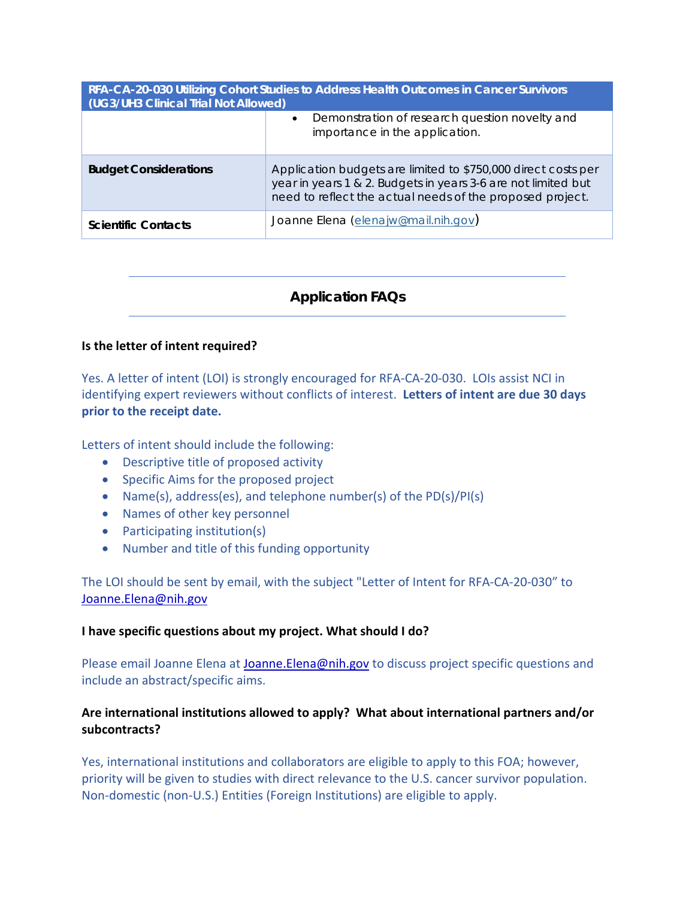| RFA-CA-20-030 Utilizing Cohort Studies to Address Health Outcomes in Cancer Survivors (UG3/UH3 Clinical Trial Not Allowed) | |
|---|---|
| | • Demonstration of research question novelty and importance in the application. |
| **Budget Considerations** | Application budgets are limited to $750,000 direct costs per year in years 1 & 2. Budgets in years 3-6 are not limited but need to reflect the actual needs of the proposed project. |
| **Scientific Contacts** | Joanne Elena (elenajw@mail.nih.gov) |

## Application FAQs

**Is the letter of intent required?**

Yes. A letter of intent (LOI) is strongly encouraged for RFA-CA-20-030. LOIs assist NCI in identifying expert reviewers without conflicts of interest. **Letters of intent are due 30 days prior to the receipt date.**

Letters of intent should include the following:

- Descriptive title of proposed activity
- Specific Aims for the proposed project
- Name(s), address(es), and telephone number(s) of the PD(s)/PI(s)
- Names of other key personnel
- Participating institution(s)
- Number and title of this funding opportunity

The LOI should be sent by email, with the subject "Letter of Intent for RFA-CA-20-030" to Joanne.Elena@nih.gov

**I have specific questions about my project. What should I do?**

Please email Joanne Elena at Joanne.Elena@nih.gov to discuss project specific questions and include an abstract/specific aims.

**Are international institutions allowed to apply? What about international partners and/or subcontracts?**

Yes, international institutions and collaborators are eligible to apply to this FOA; however, priority will be given to studies with direct relevance to the U.S. cancer survivor population. Non-domestic (non-U.S.) Entities (Foreign Institutions) are eligible to apply.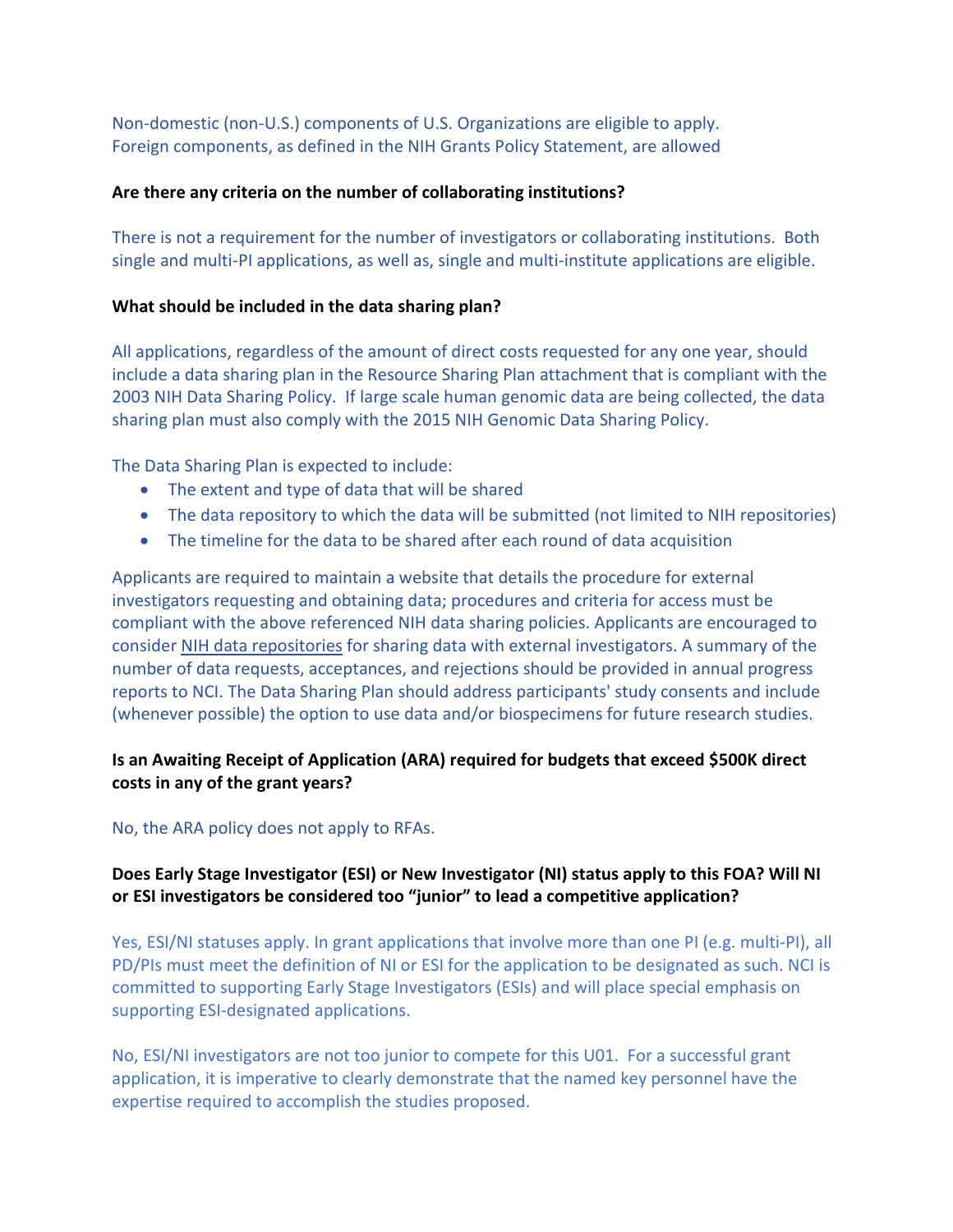Non-domestic (non-U.S.) components of U.S. Organizations are eligible to apply.
Foreign components, as defined in the NIH Grants Policy Statement, are allowed

**Are there any criteria on the number of collaborating institutions?**

There is not a requirement for the number of investigators or collaborating institutions. Both single and multi-PI applications, as well as, single and multi-institute applications are eligible.

**What should be included in the data sharing plan?**

All applications, regardless of the amount of direct costs requested for any one year, should include a data sharing plan in the Resource Sharing Plan attachment that is compliant with the 2003 NIH Data Sharing Policy. If large scale human genomic data are being collected, the data sharing plan must also comply with the 2015 NIH Genomic Data Sharing Policy.

The Data Sharing Plan is expected to include:

- The extent and type of data that will be shared
- The data repository to which the data will be submitted (not limited to NIH repositories)
- The timeline for the data to be shared after each round of data acquisition

Applicants are required to maintain a website that details the procedure for external investigators requesting and obtaining data; procedures and criteria for access must be compliant with the above referenced NIH data sharing policies. Applicants are encouraged to consider NIH data repositories for sharing data with external investigators. A summary of the number of data requests, acceptances, and rejections should be provided in annual progress reports to NCI. The Data Sharing Plan should address participants' study consents and include (whenever possible) the option to use data and/or biospecimens for future research studies.

**Is an Awaiting Receipt of Application (ARA) required for budgets that exceed $500K direct costs in any of the grant years?**

No, the ARA policy does not apply to RFAs.

**Does Early Stage Investigator (ESI) or New Investigator (NI) status apply to this FOA? Will NI or ESI investigators be considered too "junior" to lead a competitive application?**

Yes, ESI/NI statuses apply. In grant applications that involve more than one PI (e.g. multi-PI), all PD/PIs must meet the definition of NI or ESI for the application to be designated as such. NCI is committed to supporting Early Stage Investigators (ESIs) and will place special emphasis on supporting ESI-designated applications.

No, ESI/NI investigators are not too junior to compete for this U01. For a successful grant application, it is imperative to clearly demonstrate that the named key personnel have the expertise required to accomplish the studies proposed.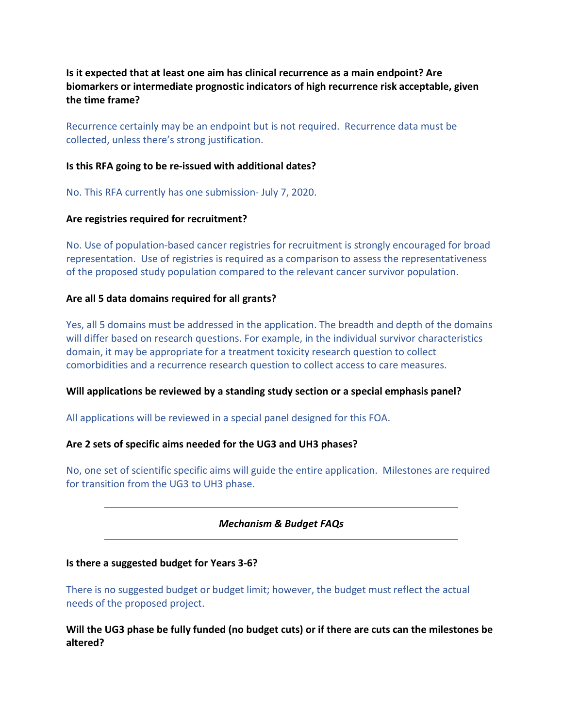**Is it expected that at least one aim has clinical recurrence as a main endpoint? Are biomarkers or intermediate prognostic indicators of high recurrence risk acceptable, given the time frame?**

Recurrence certainly may be an endpoint but is not required. Recurrence data must be collected, unless there's strong justification.

**Is this RFA going to be re-issued with additional dates?**

No. This RFA currently has one submission- July 7, 2020.

**Are registries required for recruitment?**

No. Use of population-based cancer registries for recruitment is strongly encouraged for broad representation. Use of registries is required as a comparison to assess the representativeness of the proposed study population compared to the relevant cancer survivor population.

**Are all 5 data domains required for all grants?**

Yes, all 5 domains must be addressed in the application. The breadth and depth of the domains will differ based on research questions. For example, in the individual survivor characteristics domain, it may be appropriate for a treatment toxicity research question to collect comorbidities and a recurrence research question to collect access to care measures.

**Will applications be reviewed by a standing study section or a special emphasis panel?**

All applications will be reviewed in a special panel designed for this FOA.

**Are 2 sets of specific aims needed for the UG3 and UH3 phases?**

No, one set of scientific specific aims will guide the entire application. Milestones are required for transition from the UG3 to UH3 phase.

---

***Mechanism & Budget FAQs***

---

**Is there a suggested budget for Years 3-6?**

There is no suggested budget or budget limit; however, the budget must reflect the actual needs of the proposed project.

**Will the UG3 phase be fully funded (no budget cuts) or if there are cuts can the milestones be altered?**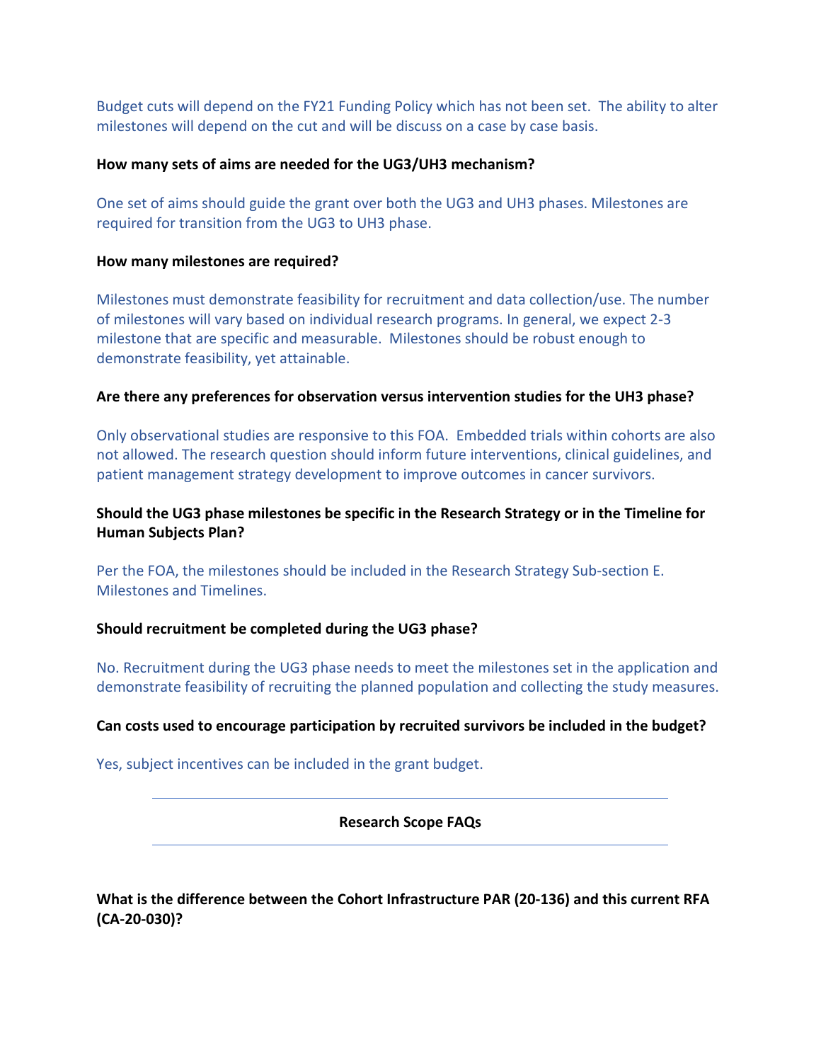Budget cuts will depend on the FY21 Funding Policy which has not been set. The ability to alter milestones will depend on the cut and will be discuss on a case by case basis.

**How many sets of aims are needed for the UG3/UH3 mechanism?**

One set of aims should guide the grant over both the UG3 and UH3 phases. Milestones are required for transition from the UG3 to UH3 phase.

**How many milestones are required?**

Milestones must demonstrate feasibility for recruitment and data collection/use. The number of milestones will vary based on individual research programs. In general, we expect 2-3 milestone that are specific and measurable. Milestones should be robust enough to demonstrate feasibility, yet attainable.

**Are there any preferences for observation versus intervention studies for the UH3 phase?**

Only observational studies are responsive to this FOA. Embedded trials within cohorts are also not allowed. The research question should inform future interventions, clinical guidelines, and patient management strategy development to improve outcomes in cancer survivors.

**Should the UG3 phase milestones be specific in the Research Strategy or in the Timeline for Human Subjects Plan?**

Per the FOA, the milestones should be included in the Research Strategy Sub-section E. Milestones and Timelines.

**Should recruitment be completed during the UG3 phase?**

No. Recruitment during the UG3 phase needs to meet the milestones set in the application and demonstrate feasibility of recruiting the planned population and collecting the study measures.

**Can costs used to encourage participation by recruited survivors be included in the budget?**

Yes, subject incentives can be included in the grant budget.

---

**Research Scope FAQs**

---

**What is the difference between the Cohort Infrastructure PAR (20-136) and this current RFA (CA-20-030)?**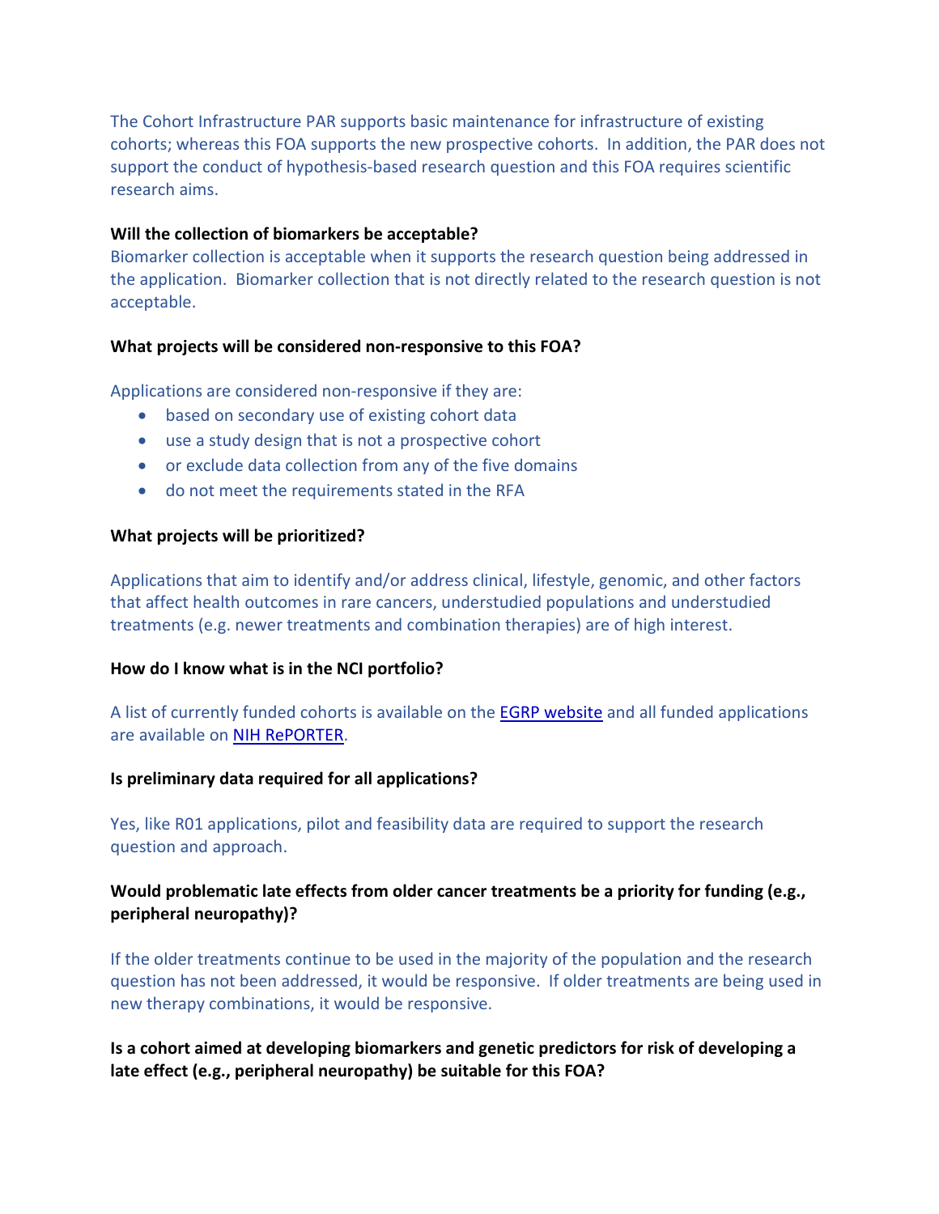The Cohort Infrastructure PAR supports basic maintenance for infrastructure of existing cohorts; whereas this FOA supports the new prospective cohorts. In addition, the PAR does not support the conduct of hypothesis-based research question and this FOA requires scientific research aims.

**Will the collection of biomarkers be acceptable?**

Biomarker collection is acceptable when it supports the research question being addressed in the application. Biomarker collection that is not directly related to the research question is not acceptable.

**What projects will be considered non-responsive to this FOA?**

Applications are considered non-responsive if they are:

- based on secondary use of existing cohort data
- use a study design that is not a prospective cohort
- or exclude data collection from any of the five domains
- do not meet the requirements stated in the RFA

**What projects will be prioritized?**

Applications that aim to identify and/or address clinical, lifestyle, genomic, and other factors that affect health outcomes in rare cancers, understudied populations and understudied treatments (e.g. newer treatments and combination therapies) are of high interest.

**How do I know what is in the NCI portfolio?**

A list of currently funded cohorts is available on the EGRP website and all funded applications are available on NIH RePORTER.

**Is preliminary data required for all applications?**

Yes, like R01 applications, pilot and feasibility data are required to support the research question and approach.

**Would problematic late effects from older cancer treatments be a priority for funding (e.g., peripheral neuropathy)?**

If the older treatments continue to be used in the majority of the population and the research question has not been addressed, it would be responsive. If older treatments are being used in new therapy combinations, it would be responsive.

**Is a cohort aimed at developing biomarkers and genetic predictors for risk of developing a late effect (e.g., peripheral neuropathy) be suitable for this FOA?**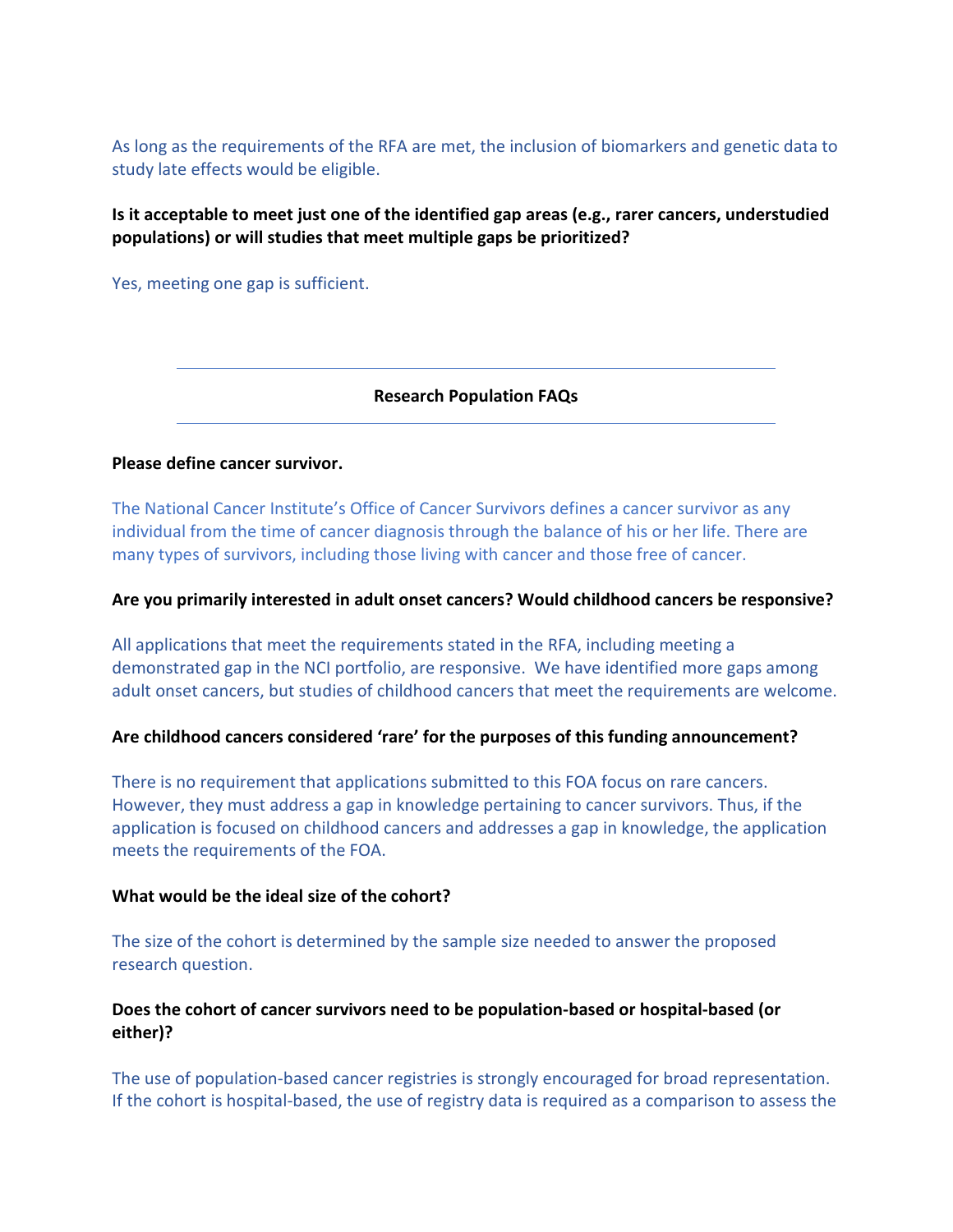As long as the requirements of the RFA are met, the inclusion of biomarkers and genetic data to study late effects would be eligible.

**Is it acceptable to meet just one of the identified gap areas (e.g., rarer cancers, understudied populations) or will studies that meet multiple gaps be prioritized?**

Yes, meeting one gap is sufficient.

---

**Research Population FAQs**

---

**Please define cancer survivor.**

The National Cancer Institute's Office of Cancer Survivors defines a cancer survivor as any individual from the time of cancer diagnosis through the balance of his or her life. There are many types of survivors, including those living with cancer and those free of cancer.

**Are you primarily interested in adult onset cancers? Would childhood cancers be responsive?**

All applications that meet the requirements stated in the RFA, including meeting a demonstrated gap in the NCI portfolio, are responsive. We have identified more gaps among adult onset cancers, but studies of childhood cancers that meet the requirements are welcome.

**Are childhood cancers considered 'rare' for the purposes of this funding announcement?**

There is no requirement that applications submitted to this FOA focus on rare cancers. However, they must address a gap in knowledge pertaining to cancer survivors. Thus, if the application is focused on childhood cancers and addresses a gap in knowledge, the application meets the requirements of the FOA.

**What would be the ideal size of the cohort?**

The size of the cohort is determined by the sample size needed to answer the proposed research question.

**Does the cohort of cancer survivors need to be population-based or hospital-based (or either)?**

The use of population-based cancer registries is strongly encouraged for broad representation. If the cohort is hospital-based, the use of registry data is required as a comparison to assess the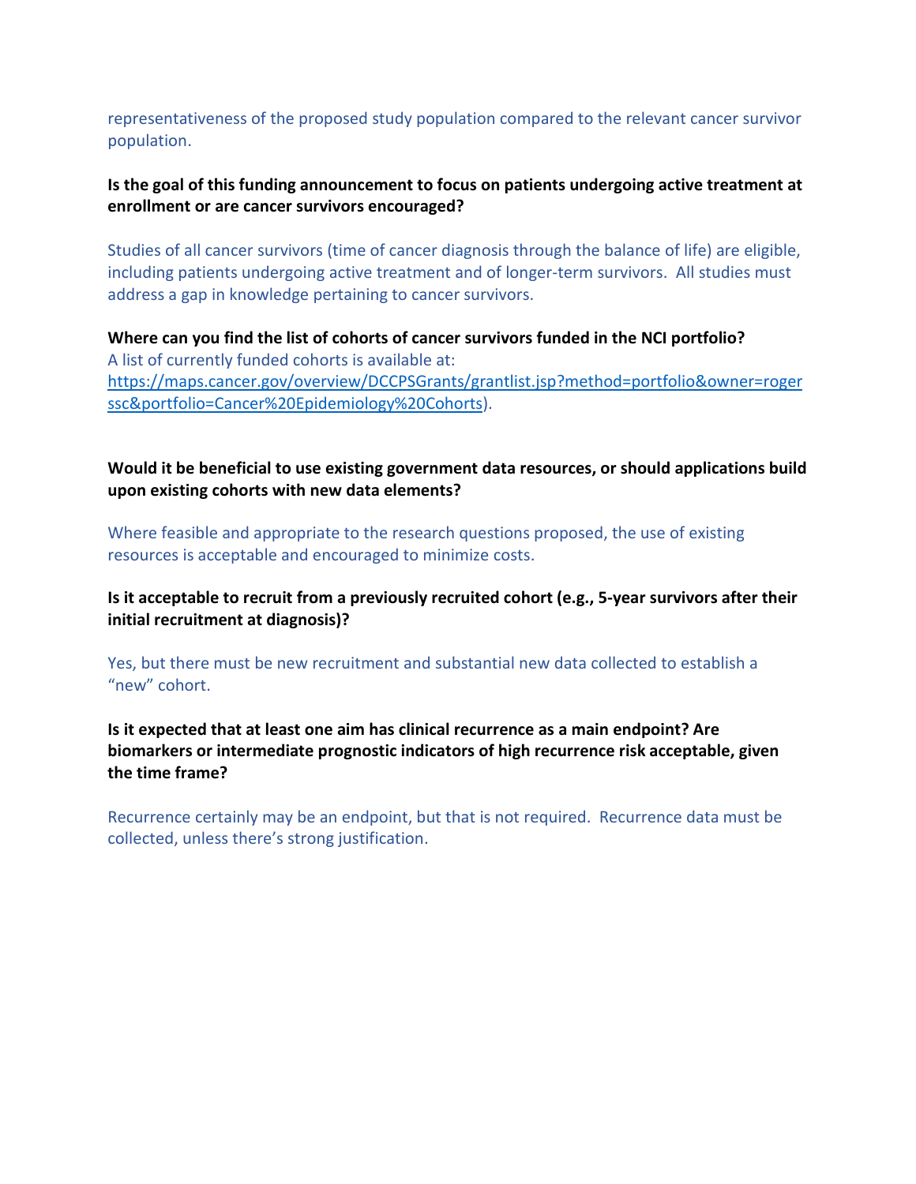representativeness of the proposed study population compared to the relevant cancer survivor population.

**Is the goal of this funding announcement to focus on patients undergoing active treatment at enrollment or are cancer survivors encouraged?**

Studies of all cancer survivors (time of cancer diagnosis through the balance of life) are eligible, including patients undergoing active treatment and of longer-term survivors. All studies must address a gap in knowledge pertaining to cancer survivors.

**Where can you find the list of cohorts of cancer survivors funded in the NCI portfolio?**

A list of currently funded cohorts is available at: https://maps.cancer.gov/overview/DCCPSGrants/grantlist.jsp?method=portfolio&owner=rogerssc&portfolio=Cancer%20Epidemiology%20Cohorts).

**Would it be beneficial to use existing government data resources, or should applications build upon existing cohorts with new data elements?**

Where feasible and appropriate to the research questions proposed, the use of existing resources is acceptable and encouraged to minimize costs.

**Is it acceptable to recruit from a previously recruited cohort (e.g., 5-year survivors after their initial recruitment at diagnosis)?**

Yes, but there must be new recruitment and substantial new data collected to establish a "new" cohort.

**Is it expected that at least one aim has clinical recurrence as a main endpoint? Are biomarkers or intermediate prognostic indicators of high recurrence risk acceptable, given the time frame?**

Recurrence certainly may be an endpoint, but that is not required. Recurrence data must be collected, unless there's strong justification.